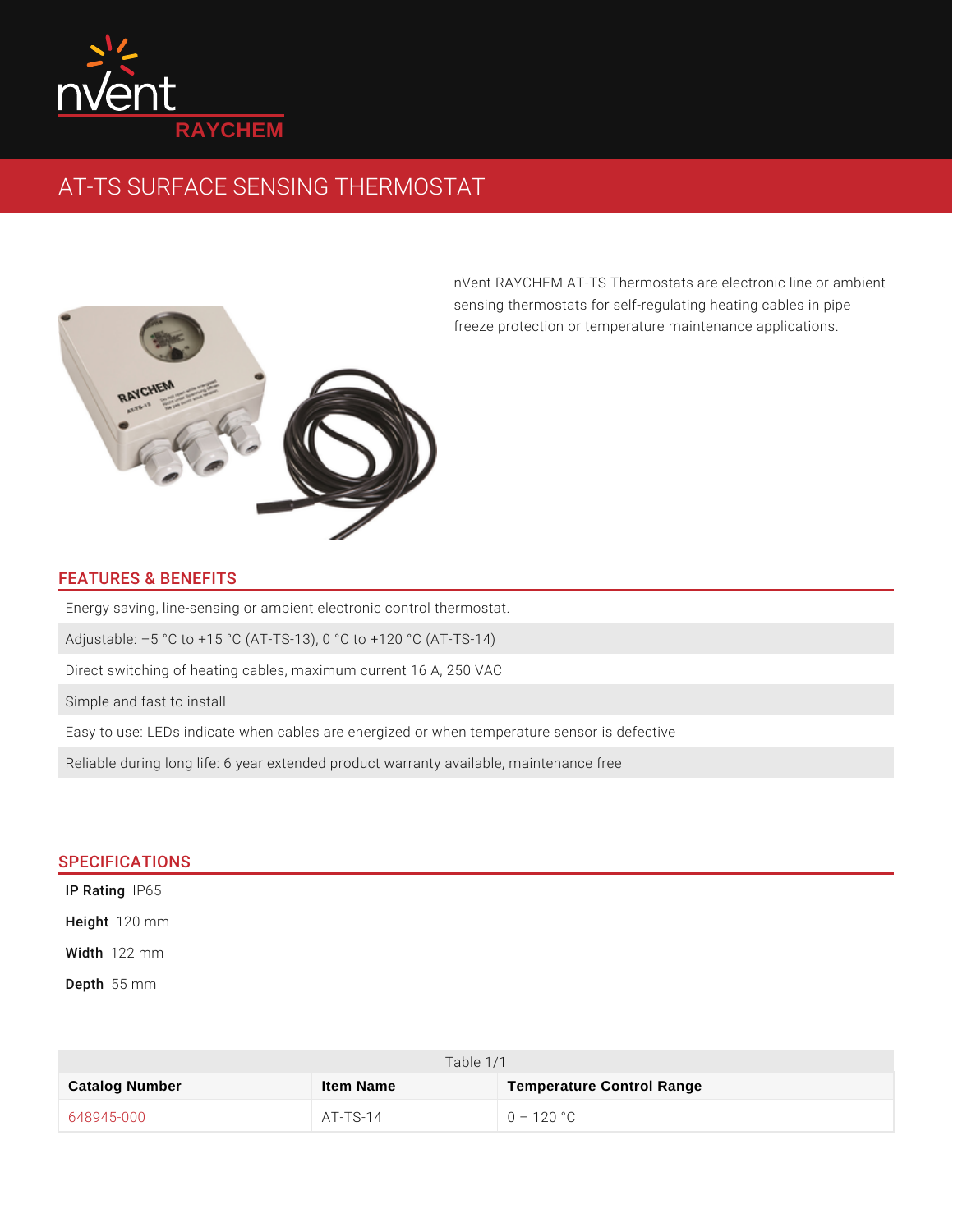nVent RAYCHEM

# AT-TS SURFACE SENSING THERMOSTAT

nVent RAYCHEM AT-TS Thermostats are electronic line or ambient sensing thermostats for self-regulating heating cables in pipe freeze protection or temperature maintenance applications.

## FEATURES & BENEFITS

Energy saving, line-sensing or ambient electronic control thermostat.

Adjustable: –5 °C to +15 °C (AT-TS-13), 0 °C to +120 °C (AT-TS-14)

Direct switching of heating cables, maximum current 16 A, 250 VAC

Simple and fast to install

Easy to use: LEDs indicate when cables are energized or when temperature sensor is defective

Reliable during long life: 6 year extended product warranty available, maintenance free

## SPECIFICATIONS

**IP Rating** IP65

**Height** 120 mm

**Width** 122 mm

**Depth** 55 mm

Table 1/1

| Catalog Number | Item Name | Temperature Control Range |
|---|---|---|
| 648945-000 | AT-TS-14 | 0 – 120 °C |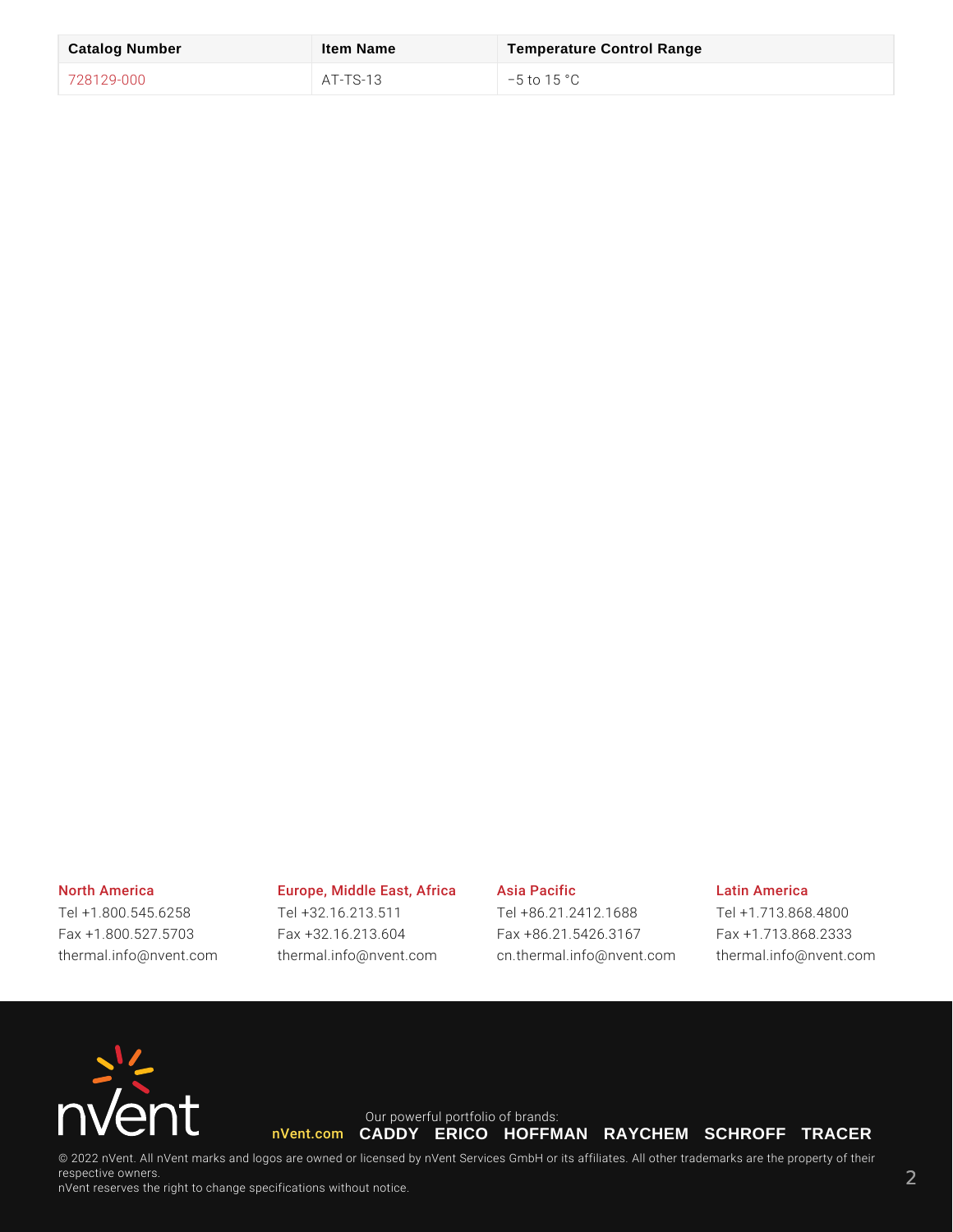| Catalog Number | Item Name | Temperature Control Range |
|---|---|---|
| 728129-000 | AT-TS-13 | −5 to 15 °C |

**North America**
Tel +1.800.545.6258
Fax +1.800.527.5703
thermal.info@nvent.com

**Europe, Middle East, Africa**
Tel +32.16.213.511
Fax +32.16.213.604
thermal.info@nvent.com

**Asia Pacific**
Tel +86.21.2412.1688
Fax +86.21.5426.3167
cn.thermal.info@nvent.com

**Latin America**
Tel +1.713.868.4800
Fax +1.713.868.2333
thermal.info@nvent.com

nVent

Our powerful portfolio of brands:
**nVent.com** **CADDY** **ERICO** **HOFFMAN** **RAYCHEM** **SCHROFF** **TRACER**

© 2022 nVent. All nVent marks and logos are owned or licensed by nVent Services GmbH or its affiliates. All other trademarks are the property of their respective owners.
nVent reserves the right to change specifications without notice.